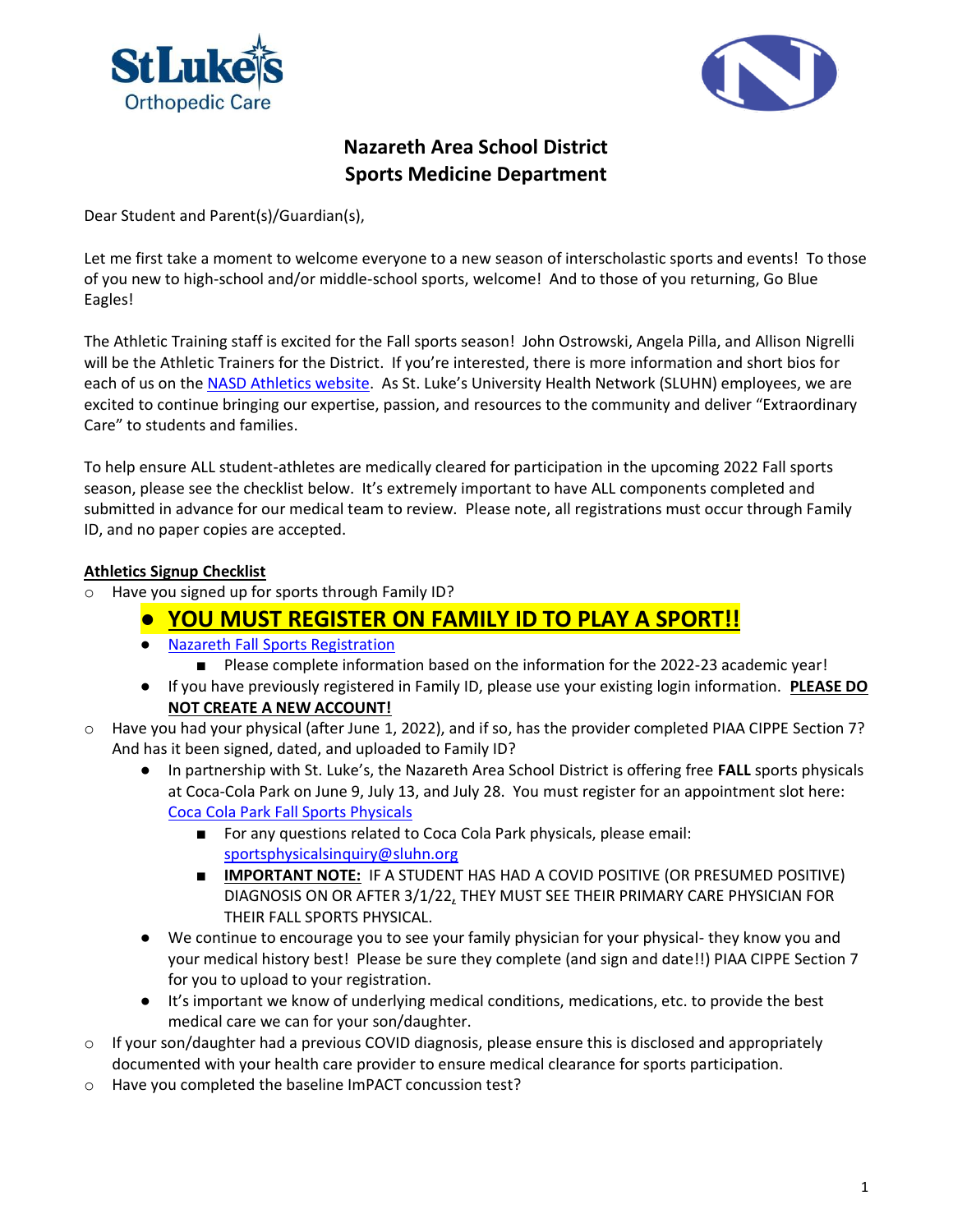# Nazareth Area School District
## Sports Medicine Department

Dear Student and Parent(s)/Guardian(s),

Let me first take a moment to welcome everyone to a new season of interscholastic sports and events! To those of you new to high-school and/or middle-school sports, welcome! And to those of you returning, Go Blue Eagles!

The Athletic Training staff is excited for the Fall sports season! John Ostrowski, Angela Pilla, and Allison Nigrelli will be the Athletic Trainers for the District. If you're interested, there is more information and short bios for each of us on the NASD Athletics website. As St. Luke's University Health Network (SLUHN) employees, we are excited to continue bringing our expertise, passion, and resources to the community and deliver "Extraordinary Care" to students and families.

To help ensure ALL student-athletes are medically cleared for participation in the upcoming 2022 Fall sports season, please see the checklist below. It's extremely important to have ALL components completed and submitted in advance for our medical team to review. Please note, all registrations must occur through Family ID, and no paper copies are accepted.

**Athletics Signup Checklist**

- Have you signed up for sports through Family ID?
  - **YOU MUST REGISTER ON FAMILY ID TO PLAY A SPORT!!**
  - Nazareth Fall Sports Registration
    - Please complete information based on the information for the 2022-23 academic year!
  - If you have previously registered in Family ID, please use your existing login information. **PLEASE DO NOT CREATE A NEW ACCOUNT!**
- Have you had your physical (after June 1, 2022), and if so, has the provider completed PIAA CIPPE Section 7? And has it been signed, dated, and uploaded to Family ID?
  - In partnership with St. Luke's, the Nazareth Area School District is offering free **FALL** sports physicals at Coca-Cola Park on June 9, July 13, and July 28. You must register for an appointment slot here: Coca Cola Park Fall Sports Physicals
    - For any questions related to Coca Cola Park physicals, please email: sportsphysicalsinquiry@sluhn.org
    - **IMPORTANT NOTE:** IF A STUDENT HAS HAD A COVID POSITIVE (OR PRESUMED POSITIVE) DIAGNOSIS ON OR AFTER 3/1/22, THEY MUST SEE THEIR PRIMARY CARE PHYSICIAN FOR THEIR FALL SPORTS PHYSICAL.
  - We continue to encourage you to see your family physician for your physical- they know you and your medical history best! Please be sure they complete (and sign and date!!) PIAA CIPPE Section 7 for you to upload to your registration.
  - It's important we know of underlying medical conditions, medications, etc. to provide the best medical care we can for your son/daughter.
- If your son/daughter had a previous COVID diagnosis, please ensure this is disclosed and appropriately documented with your health care provider to ensure medical clearance for sports participation.
- Have you completed the baseline ImPACT concussion test?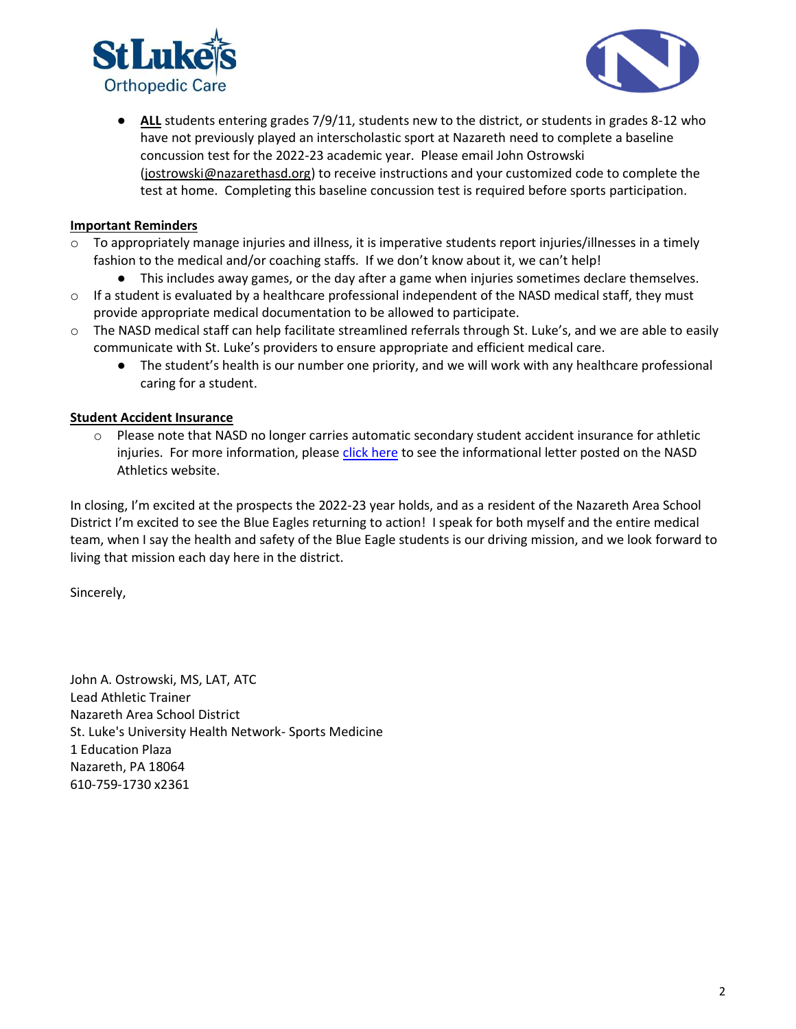- **ALL** students entering grades 7/9/11, students new to the district, or students in grades 8-12 who have not previously played an interscholastic sport at Nazareth need to complete a baseline concussion test for the 2022-23 academic year. Please email John Ostrowski (jostrowski@nazarethasd.org) to receive instructions and your customized code to complete the test at home. Completing this baseline concussion test is required before sports participation.

**Important Reminders**

- To appropriately manage injuries and illness, it is imperative students report injuries/illnesses in a timely fashion to the medical and/or coaching staffs. If we don't know about it, we can't help!
  - This includes away games, or the day after a game when injuries sometimes declare themselves.
- If a student is evaluated by a healthcare professional independent of the NASD medical staff, they must provide appropriate medical documentation to be allowed to participate.
- The NASD medical staff can help facilitate streamlined referrals through St. Luke's, and we are able to easily communicate with St. Luke's providers to ensure appropriate and efficient medical care.
  - The student's health is our number one priority, and we will work with any healthcare professional caring for a student.

**Student Accident Insurance**

- Please note that NASD no longer carries automatic secondary student accident insurance for athletic injuries. For more information, please click here to see the informational letter posted on the NASD Athletics website.

In closing, I'm excited at the prospects the 2022-23 year holds, and as a resident of the Nazareth Area School District I'm excited to see the Blue Eagles returning to action! I speak for both myself and the entire medical team, when I say the health and safety of the Blue Eagle students is our driving mission, and we look forward to living that mission each day here in the district.

Sincerely,

John A. Ostrowski, MS, LAT, ATC
Lead Athletic Trainer
Nazareth Area School District
St. Luke's University Health Network- Sports Medicine
1 Education Plaza
Nazareth, PA 18064
610-759-1730 x2361